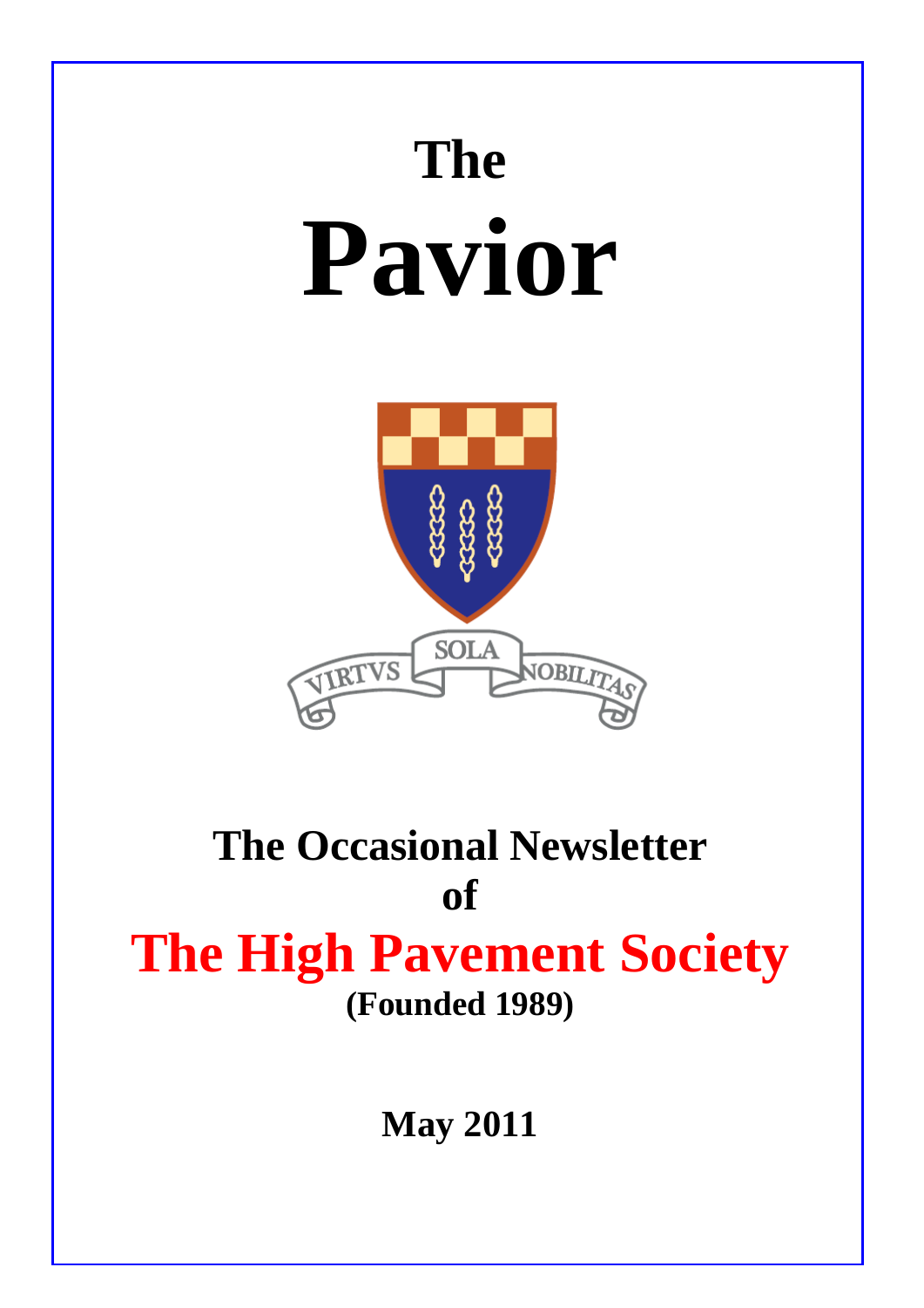# The Pavior

VIRTVS SOLA NOBILITAS

## The Occasional Newsletter of The High Pavement Society

**(Founded 1989)**

**May 2011**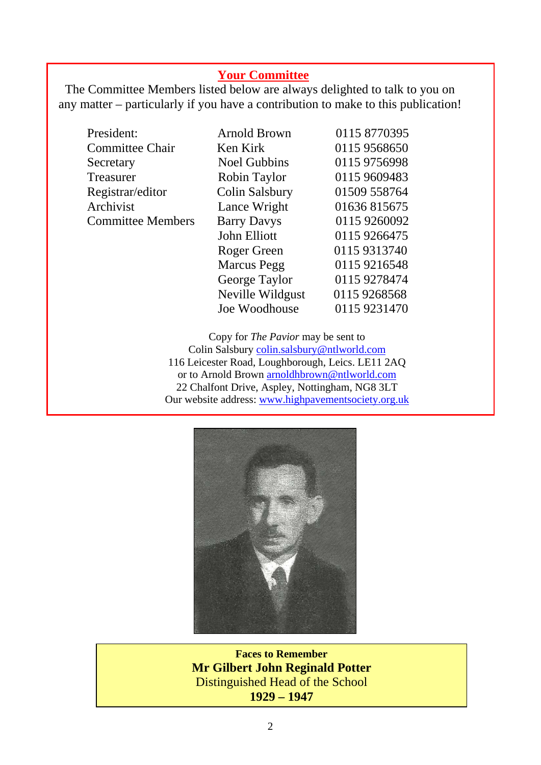## Your Committee

The Committee Members listed below are always delighted to talk to you on any matter – particularly if you have a contribution to make to this publication!

| | | |
|---|---|---|
| President: | Arnold Brown | 0115 8770395 |
| Committee Chair | Ken Kirk | 0115 9568650 |
| Secretary | Noel Gubbins | 0115 9756998 |
| Treasurer | Robin Taylor | 0115 9609483 |
| Registrar/editor | Colin Salsbury | 01509 558764 |
| Archivist | Lance Wright | 01636 815675 |
| Committee Members | Barry Davys | 0115 9260092 |
| | John Elliott | 0115 9266475 |
| | Roger Green | 0115 9313740 |
| | Marcus Pegg | 0115 9216548 |
| | George Taylor | 0115 9278474 |
| | Neville Wildgust | 0115 9268568 |
| | Joe Woodhouse | 0115 9231470 |

Copy for *The Pavior* may be sent to
Colin Salsbury colin.salsbury@ntlworld.com
116 Leicester Road, Loughborough, Leics. LE11 2AQ
or to Arnold Brown arnoldhbrown@ntlworld.com
22 Chalfont Drive, Aspley, Nottingham, NG8 3LT
Our website address: www.highpavementsociety.org.uk

**Faces to Remember**
**Mr Gilbert John Reginald Potter**
Distinguished Head of the School
**1929 – 1947**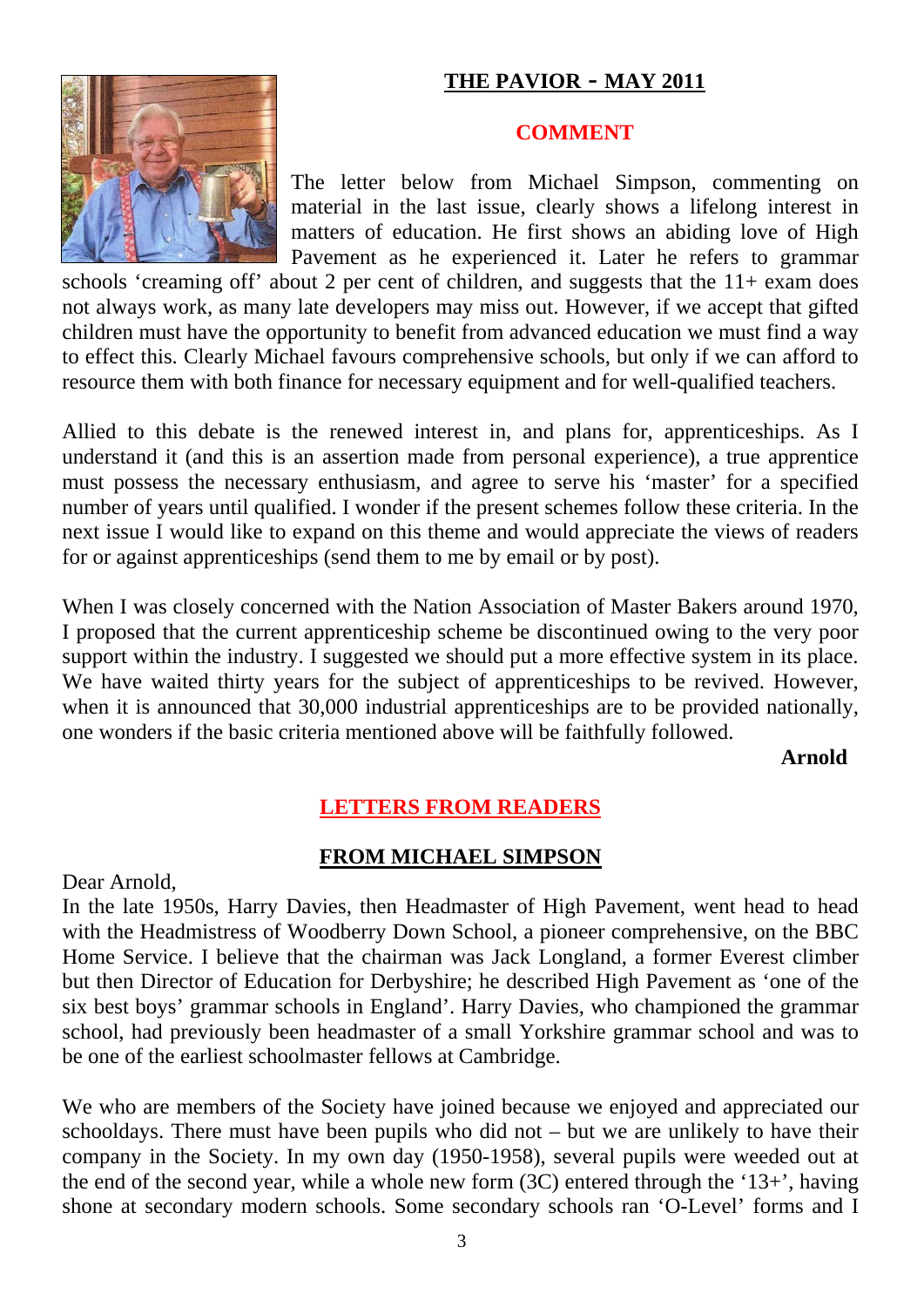## THE PAVIOR - MAY 2011

### COMMENT

The letter below from Michael Simpson, commenting on material in the last issue, clearly shows a lifelong interest in matters of education. He first shows an abiding love of High Pavement as he experienced it. Later he refers to grammar schools 'creaming off' about 2 per cent of children, and suggests that the 11+ exam does not always work, as many late developers may miss out. However, if we accept that gifted children must have the opportunity to benefit from advanced education we must find a way to effect this. Clearly Michael favours comprehensive schools, but only if we can afford to resource them with both finance for necessary equipment and for well-qualified teachers.

Allied to this debate is the renewed interest in, and plans for, apprenticeships. As I understand it (and this is an assertion made from personal experience), a true apprentice must possess the necessary enthusiasm, and agree to serve his 'master' for a specified number of years until qualified. I wonder if the present schemes follow these criteria. In the next issue I would like to expand on this theme and would appreciate the views of readers for or against apprenticeships (send them to me by email or by post).

When I was closely concerned with the Nation Association of Master Bakers around 1970, I proposed that the current apprenticeship scheme be discontinued owing to the very poor support within the industry. I suggested we should put a more effective system in its place. We have waited thirty years for the subject of apprenticeships to be revived. However, when it is announced that 30,000 industrial apprenticeships are to be provided nationally, one wonders if the basic criteria mentioned above will be faithfully followed.

**Arnold**

## LETTERS FROM READERS

### FROM MICHAEL SIMPSON

Dear Arnold,

In the late 1950s, Harry Davies, then Headmaster of High Pavement, went head to head with the Headmistress of Woodberry Down School, a pioneer comprehensive, on the BBC Home Service. I believe that the chairman was Jack Longland, a former Everest climber but then Director of Education for Derbyshire; he described High Pavement as 'one of the six best boys' grammar schools in England'. Harry Davies, who championed the grammar school, had previously been headmaster of a small Yorkshire grammar school and was to be one of the earliest schoolmaster fellows at Cambridge.

We who are members of the Society have joined because we enjoyed and appreciated our schooldays. There must have been pupils who did not – but we are unlikely to have their company in the Society. In my own day (1950-1958), several pupils were weeded out at the end of the second year, while a whole new form (3C) entered through the '13+', having shone at secondary modern schools. Some secondary schools ran 'O-Level' forms and I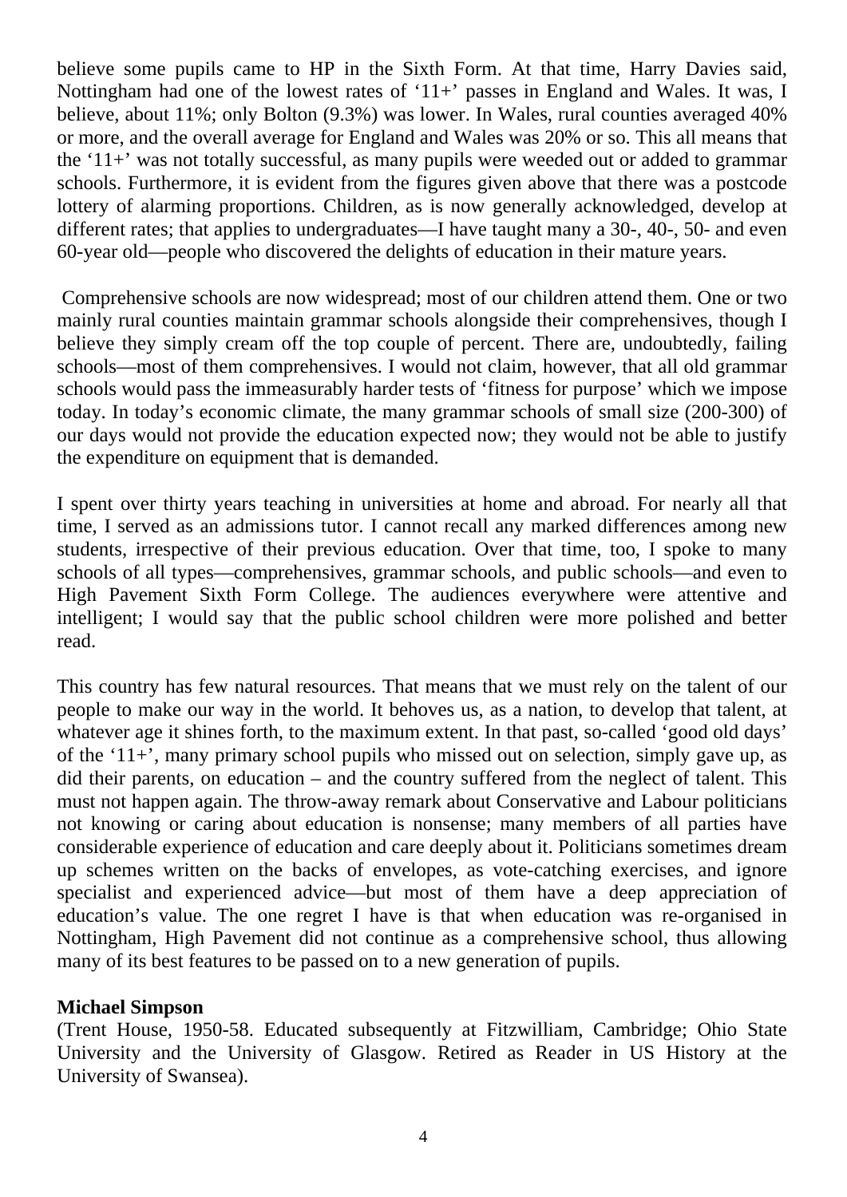believe some pupils came to HP in the Sixth Form. At that time, Harry Davies said, Nottingham had one of the lowest rates of '11+' passes in England and Wales. It was, I believe, about 11%; only Bolton (9.3%) was lower. In Wales, rural counties averaged 40% or more, and the overall average for England and Wales was 20% or so. This all means that the '11+' was not totally successful, as many pupils were weeded out or added to grammar schools. Furthermore, it is evident from the figures given above that there was a postcode lottery of alarming proportions. Children, as is now generally acknowledged, develop at different rates; that applies to undergraduates—I have taught many a 30-, 40-, 50- and even 60-year old—people who discovered the delights of education in their mature years.

Comprehensive schools are now widespread; most of our children attend them. One or two mainly rural counties maintain grammar schools alongside their comprehensives, though I believe they simply cream off the top couple of percent. There are, undoubtedly, failing schools—most of them comprehensives. I would not claim, however, that all old grammar schools would pass the immeasurably harder tests of 'fitness for purpose' which we impose today. In today's economic climate, the many grammar schools of small size (200-300) of our days would not provide the education expected now; they would not be able to justify the expenditure on equipment that is demanded.

I spent over thirty years teaching in universities at home and abroad. For nearly all that time, I served as an admissions tutor. I cannot recall any marked differences among new students, irrespective of their previous education. Over that time, too, I spoke to many schools of all types—comprehensives, grammar schools, and public schools—and even to High Pavement Sixth Form College. The audiences everywhere were attentive and intelligent; I would say that the public school children were more polished and better read.

This country has few natural resources. That means that we must rely on the talent of our people to make our way in the world. It behoves us, as a nation, to develop that talent, at whatever age it shines forth, to the maximum extent. In that past, so-called 'good old days' of the '11+', many primary school pupils who missed out on selection, simply gave up, as did their parents, on education – and the country suffered from the neglect of talent. This must not happen again. The throw-away remark about Conservative and Labour politicians not knowing or caring about education is nonsense; many members of all parties have considerable experience of education and care deeply about it. Politicians sometimes dream up schemes written on the backs of envelopes, as vote-catching exercises, and ignore specialist and experienced advice—but most of them have a deep appreciation of education's value. The one regret I have is that when education was re-organised in Nottingham, High Pavement did not continue as a comprehensive school, thus allowing many of its best features to be passed on to a new generation of pupils.

**Michael Simpson**
(Trent House, 1950-58. Educated subsequently at Fitzwilliam, Cambridge; Ohio State University and the University of Glasgow. Retired as Reader in US History at the University of Swansea).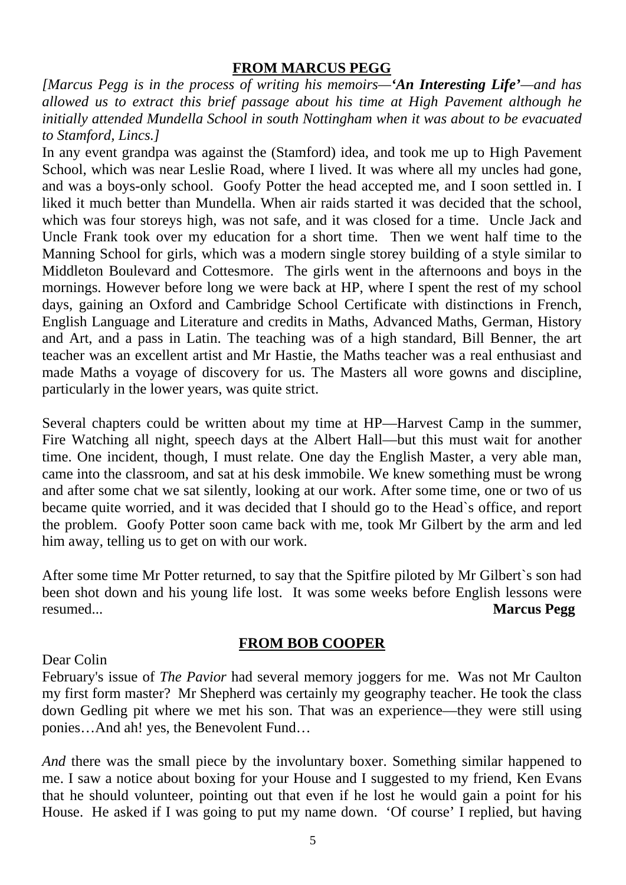## FROM MARCUS PEGG

*[Marcus Pegg is in the process of writing his memoirs—**'An Interesting Life'**—and has allowed us to extract this brief passage about his time at High Pavement although he initially attended Mundella School in south Nottingham when it was about to be evacuated to Stamford, Lincs.]*

In any event grandpa was against the (Stamford) idea, and took me up to High Pavement School, which was near Leslie Road, where I lived. It was where all my uncles had gone, and was a boys-only school. Goofy Potter the head accepted me, and I soon settled in. I liked it much better than Mundella. When air raids started it was decided that the school, which was four storeys high, was not safe, and it was closed for a time. Uncle Jack and Uncle Frank took over my education for a short time. Then we went half time to the Manning School for girls, which was a modern single storey building of a style similar to Middleton Boulevard and Cottesmore. The girls went in the afternoons and boys in the mornings. However before long we were back at HP, where I spent the rest of my school days, gaining an Oxford and Cambridge School Certificate with distinctions in French, English Language and Literature and credits in Maths, Advanced Maths, German, History and Art, and a pass in Latin. The teaching was of a high standard, Bill Benner, the art teacher was an excellent artist and Mr Hastie, the Maths teacher was a real enthusiast and made Maths a voyage of discovery for us. The Masters all wore gowns and discipline, particularly in the lower years, was quite strict.

Several chapters could be written about my time at HP—Harvest Camp in the summer, Fire Watching all night, speech days at the Albert Hall—but this must wait for another time. One incident, though, I must relate. One day the English Master, a very able man, came into the classroom, and sat at his desk immobile. We knew something must be wrong and after some chat we sat silently, looking at our work. After some time, one or two of us became quite worried, and it was decided that I should go to the Head`s office, and report the problem. Goofy Potter soon came back with me, took Mr Gilbert by the arm and led him away, telling us to get on with our work.

After some time Mr Potter returned, to say that the Spitfire piloted by Mr Gilbert`s son had been shot down and his young life lost. It was some weeks before English lessons were resumed...

**Marcus Pegg**

## FROM BOB COOPER

Dear Colin

February's issue of *The Pavior* had several memory joggers for me. Was not Mr Caulton my first form master? Mr Shepherd was certainly my geography teacher. He took the class down Gedling pit where we met his son. That was an experience—they were still using ponies…And ah! yes, the Benevolent Fund…

*And* there was the small piece by the involuntary boxer. Something similar happened to me. I saw a notice about boxing for your House and I suggested to my friend, Ken Evans that he should volunteer, pointing out that even if he lost he would gain a point for his House. He asked if I was going to put my name down. 'Of course' I replied, but having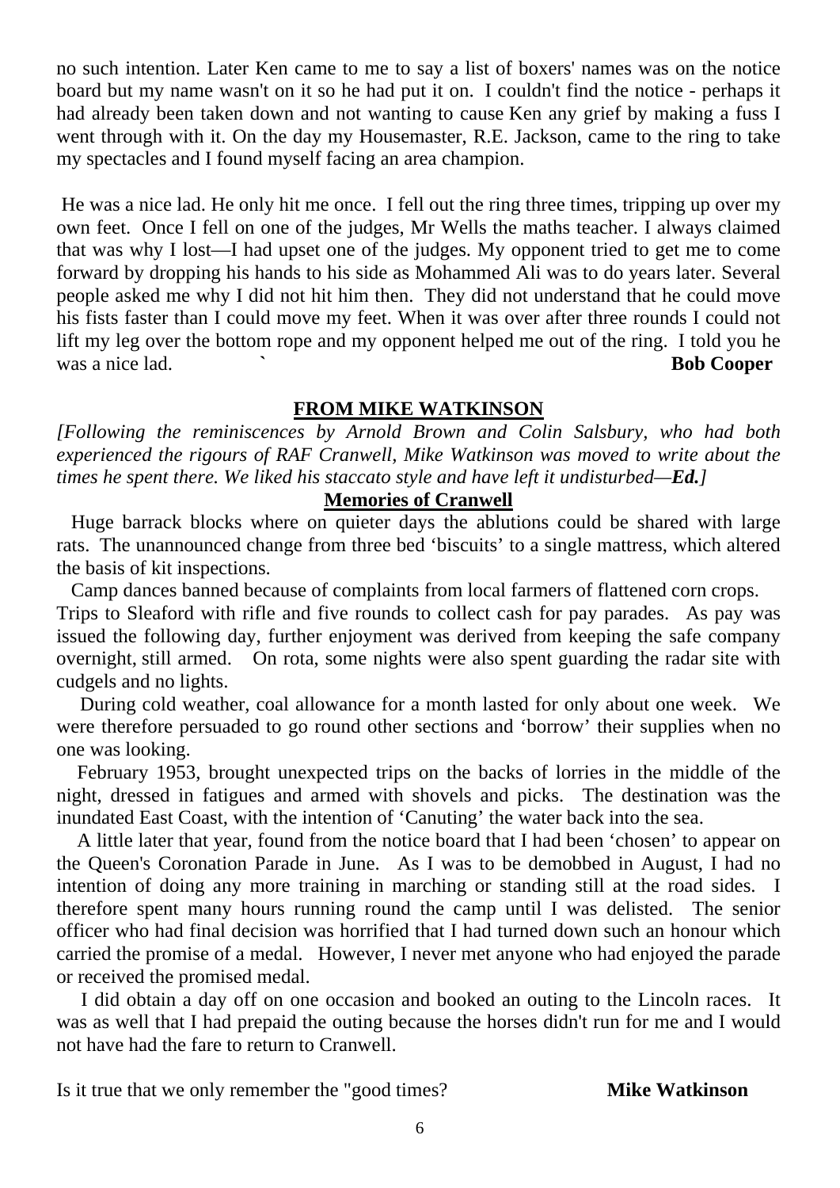no such intention. Later Ken came to me to say a list of boxers' names was on the notice board but my name wasn't on it so he had put it on. I couldn't find the notice - perhaps it had already been taken down and not wanting to cause Ken any grief by making a fuss I went through with it. On the day my Housemaster, R.E. Jackson, came to the ring to take my spectacles and I found myself facing an area champion.

He was a nice lad. He only hit me once. I fell out the ring three times, tripping up over my own feet. Once I fell on one of the judges, Mr Wells the maths teacher. I always claimed that was why I lost—I had upset one of the judges. My opponent tried to get me to come forward by dropping his hands to his side as Mohammed Ali was to do years later. Several people asked me why I did not hit him then. They did not understand that he could move his fists faster than I could move my feet. When it was over after three rounds I could not lift my leg over the bottom rope and my opponent helped me out of the ring. I told you he was a nice lad. ` **Bob Cooper**

## FROM MIKE WATKINSON

*[Following the reminiscences by Arnold Brown and Colin Salsbury, who had both experienced the rigours of RAF Cranwell, Mike Watkinson was moved to write about the times he spent there. We liked his staccato style and have left it undisturbed—**Ed.**]*

### Memories of Cranwell

Huge barrack blocks where on quieter days the ablutions could be shared with large rats. The unannounced change from three bed 'biscuits' to a single mattress, which altered the basis of kit inspections.

Camp dances banned because of complaints from local farmers of flattened corn crops. Trips to Sleaford with rifle and five rounds to collect cash for pay parades. As pay was issued the following day, further enjoyment was derived from keeping the safe company overnight, still armed. On rota, some nights were also spent guarding the radar site with cudgels and no lights.

During cold weather, coal allowance for a month lasted for only about one week. We were therefore persuaded to go round other sections and 'borrow' their supplies when no one was looking.

February 1953, brought unexpected trips on the backs of lorries in the middle of the night, dressed in fatigues and armed with shovels and picks. The destination was the inundated East Coast, with the intention of 'Canuting' the water back into the sea.

A little later that year, found from the notice board that I had been 'chosen' to appear on the Queen's Coronation Parade in June. As I was to be demobbed in August, I had no intention of doing any more training in marching or standing still at the road sides. I therefore spent many hours running round the camp until I was delisted. The senior officer who had final decision was horrified that I had turned down such an honour which carried the promise of a medal. However, I never met anyone who had enjoyed the parade or received the promised medal.

I did obtain a day off on one occasion and booked an outing to the Lincoln races. It was as well that I had prepaid the outing because the horses didn't run for me and I would not have had the fare to return to Cranwell.

Is it true that we only remember the "good times? **Mike Watkinson**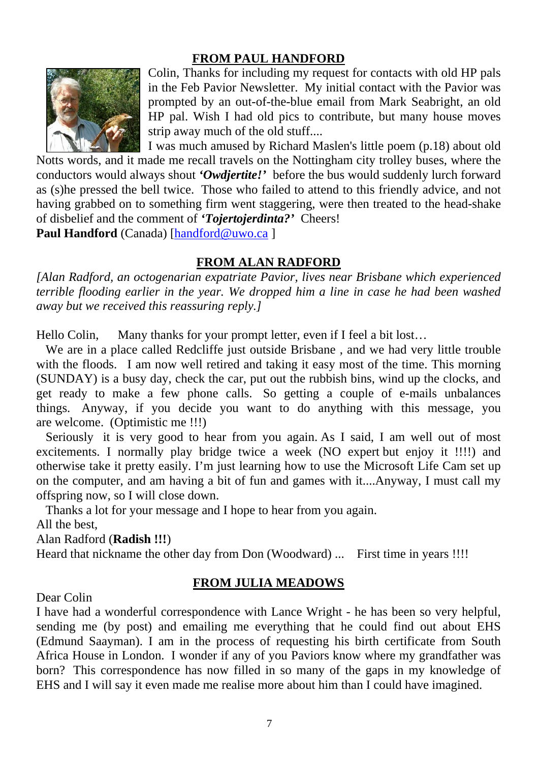## FROM PAUL HANDFORD

Colin, Thanks for including my request for contacts with old HP pals in the Feb Pavior Newsletter. My initial contact with the Pavior was prompted by an out-of-the-blue email from Mark Seabright, an old HP pal. Wish I had old pics to contribute, but many house moves strip away much of the old stuff....

I was much amused by Richard Maslen's little poem (p.18) about old Notts words, and it made me recall travels on the Nottingham city trolley buses, where the conductors would always shout ***'Owdjertite!'*** before the bus would suddenly lurch forward as (s)he pressed the bell twice. Those who failed to attend to this friendly advice, and not having grabbed on to something firm went staggering, were then treated to the head-shake of disbelief and the comment of ***'Tojertojerdinta?'*** Cheers!

**Paul Handford** (Canada) [handford@uwo.ca ]

## FROM ALAN RADFORD

*[Alan Radford, an octogenarian expatriate Pavior, lives near Brisbane which experienced terrible flooding earlier in the year. We dropped him a line in case he had been washed away but we received this reassuring reply.]*

Hello Colin, Many thanks for your prompt letter, even if I feel a bit lost…

We are in a place called Redcliffe just outside Brisbane , and we had very little trouble with the floods. I am now well retired and taking it easy most of the time. This morning (SUNDAY) is a busy day, check the car, put out the rubbish bins, wind up the clocks, and get ready to make a few phone calls. So getting a couple of e-mails unbalances things. Anyway, if you decide you want to do anything with this message, you are welcome. (Optimistic me !!!)

Seriously it is very good to hear from you again. As I said, I am well out of most excitements. I normally play bridge twice a week (NO expert but enjoy it !!!!) and otherwise take it pretty easily. I'm just learning how to use the Microsoft Life Cam set up on the computer, and am having a bit of fun and games with it....Anyway, I must call my offspring now, so I will close down.

Thanks a lot for your message and I hope to hear from you again.

All the best,

Alan Radford (**Radish !!!**)

Heard that nickname the other day from Don (Woodward) ... First time in years !!!!

## FROM JULIA MEADOWS

Dear Colin

I have had a wonderful correspondence with Lance Wright - he has been so very helpful, sending me (by post) and emailing me everything that he could find out about EHS (Edmund Saayman). I am in the process of requesting his birth certificate from South Africa House in London. I wonder if any of you Paviors know where my grandfather was born? This correspondence has now filled in so many of the gaps in my knowledge of EHS and I will say it even made me realise more about him than I could have imagined.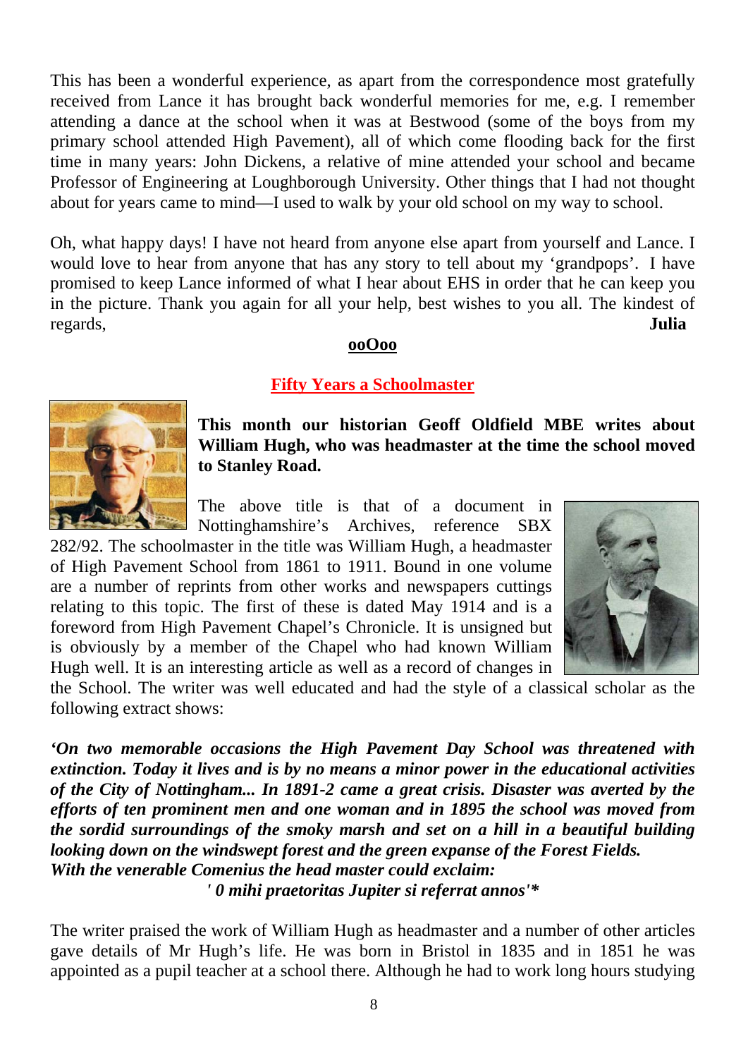This has been a wonderful experience, as apart from the correspondence most gratefully received from Lance it has brought back wonderful memories for me, e.g. I remember attending a dance at the school when it was at Bestwood (some of the boys from my primary school attended High Pavement), all of which come flooding back for the first time in many years: John Dickens, a relative of mine attended your school and became Professor of Engineering at Loughborough University. Other things that I had not thought about for years came to mind—I used to walk by your old school on my way to school.

Oh, what happy days! I have not heard from anyone else apart from yourself and Lance. I would love to hear from anyone that has any story to tell about my 'grandpops'. I have promised to keep Lance informed of what I hear about EHS in order that he can keep you in the picture. Thank you again for all your help, best wishes to you all. The kindest of regards,

**Julia**

**ooOoo**

## Fifty Years a Schoolmaster

**This month our historian Geoff Oldfield MBE writes about William Hugh, who was headmaster at the time the school moved to Stanley Road.**

The above title is that of a document in Nottinghamshire's Archives, reference SBX 282/92. The schoolmaster in the title was William Hugh, a headmaster of High Pavement School from 1861 to 1911. Bound in one volume are a number of reprints from other works and newspapers cuttings relating to this topic. The first of these is dated May 1914 and is a foreword from High Pavement Chapel's Chronicle. It is unsigned but is obviously by a member of the Chapel who had known William Hugh well. It is an interesting article as well as a record of changes in the School. The writer was well educated and had the style of a classical scholar as the following extract shows:

***'On two memorable occasions the High Pavement Day School was threatened with extinction. Today it lives and is by no means a minor power in the educational activities of the City of Nottingham... In 1891-2 came a great crisis. Disaster was averted by the efforts of ten prominent men and one woman and in 1895 the school was moved from the sordid surroundings of the smoky marsh and set on a hill in a beautiful building looking down on the windswept forest and the green expanse of the Forest Fields.***
***With the venerable Comenius the head master could exclaim:***

***' 0 mihi praetoritas Jupiter si referrat annos'****

The writer praised the work of William Hugh as headmaster and a number of other articles gave details of Mr Hugh's life. He was born in Bristol in 1835 and in 1851 he was appointed as a pupil teacher at a school there. Although he had to work long hours studying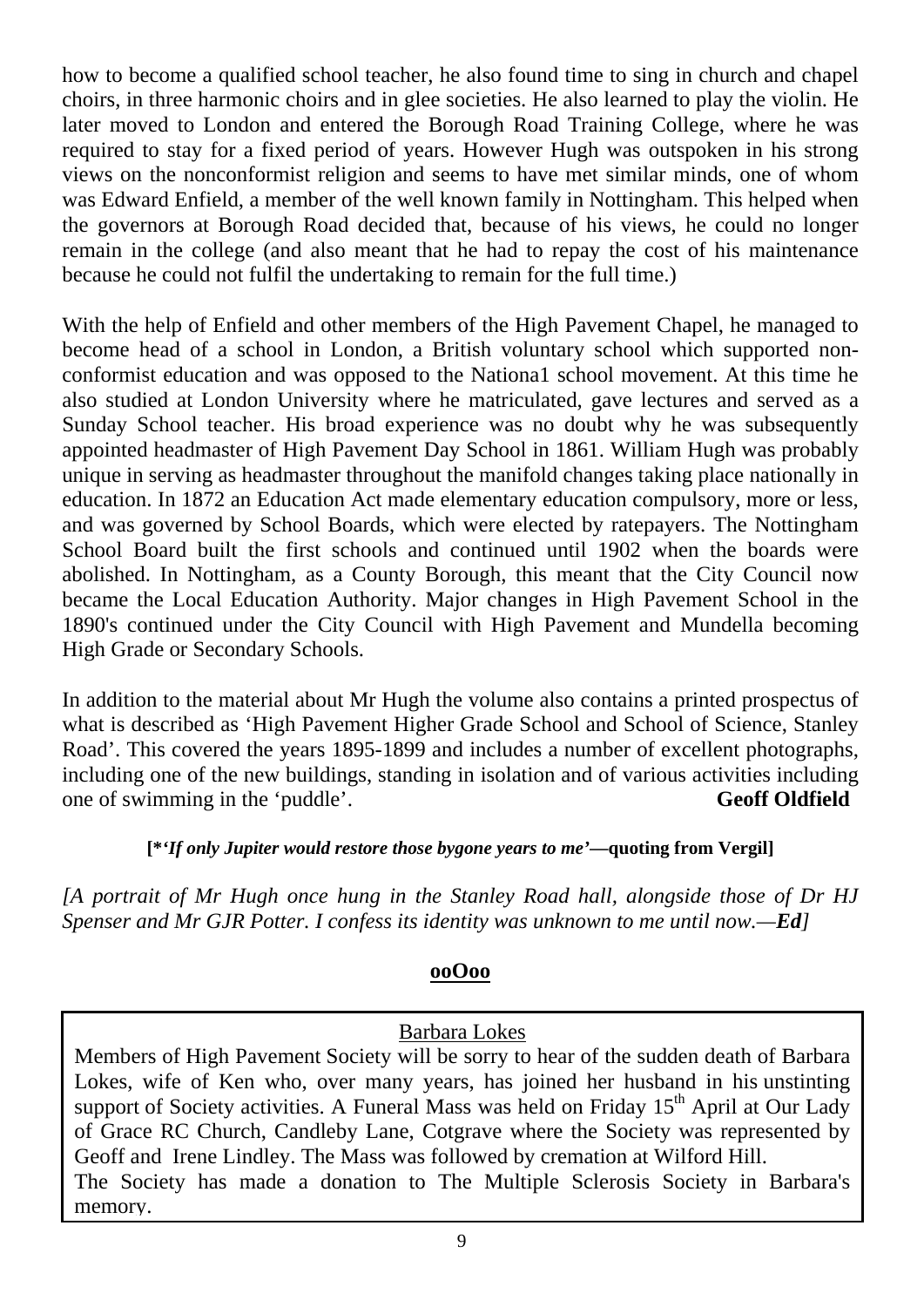how to become a qualified school teacher, he also found time to sing in church and chapel choirs, in three harmonic choirs and in glee societies. He also learned to play the violin. He later moved to London and entered the Borough Road Training College, where he was required to stay for a fixed period of years. However Hugh was outspoken in his strong views on the nonconformist religion and seems to have met similar minds, one of whom was Edward Enfield, a member of the well known family in Nottingham. This helped when the governors at Borough Road decided that, because of his views, he could no longer remain in the college (and also meant that he had to repay the cost of his maintenance because he could not fulfil the undertaking to remain for the full time.)

With the help of Enfield and other members of the High Pavement Chapel, he managed to become head of a school in London, a British voluntary school which supported non-conformist education and was opposed to the Nationa1 school movement. At this time he also studied at London University where he matriculated, gave lectures and served as a Sunday School teacher. His broad experience was no doubt why he was subsequently appointed headmaster of High Pavement Day School in 1861. William Hugh was probably unique in serving as headmaster throughout the manifold changes taking place nationally in education. In 1872 an Education Act made elementary education compulsory, more or less, and was governed by School Boards, which were elected by ratepayers. The Nottingham School Board built the first schools and continued until 1902 when the boards were abolished. In Nottingham, as a County Borough, this meant that the City Council now became the Local Education Authority. Major changes in High Pavement School in the 1890's continued under the City Council with High Pavement and Mundella becoming High Grade or Secondary Schools.

In addition to the material about Mr Hugh the volume also contains a printed prospectus of what is described as 'High Pavement Higher Grade School and School of Science, Stanley Road'. This covered the years 1895-1899 and includes a number of excellent photographs, including one of the new buildings, standing in isolation and of various activities including one of swimming in the 'puddle'. **Geoff Oldfield**

**[*'*If only Jupiter would restore those bygone years to me*'—quoting from Vergil]**

*[A portrait of Mr Hugh once hung in the Stanley Road hall, alongside those of Dr HJ Spenser and Mr GJR Potter. I confess its identity was unknown to me until now.—**Ed**]*

**ooOoo**

Barbara Lokes

Members of High Pavement Society will be sorry to hear of the sudden death of Barbara Lokes, wife of Ken who, over many years, has joined her husband in his unstinting support of Society activities. A Funeral Mass was held on Friday 15th April at Our Lady of Grace RC Church, Candleby Lane, Cotgrave where the Society was represented by Geoff and Irene Lindley. The Mass was followed by cremation at Wilford Hill.

The Society has made a donation to The Multiple Sclerosis Society in Barbara's memory.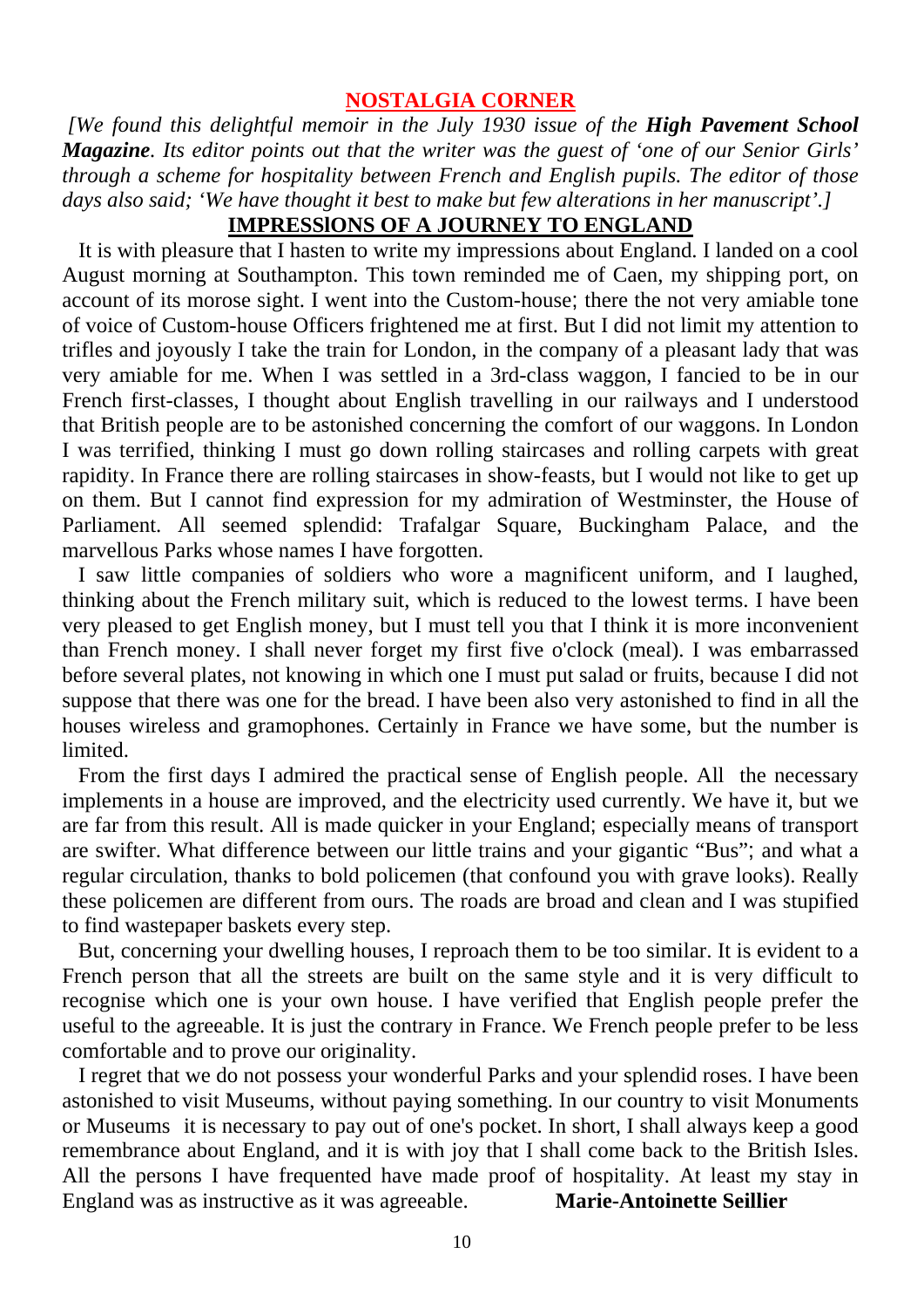## NOSTALGIA CORNER

*[We found this delightful memoir in the July 1930 issue of the **High Pavement School Magazine**. Its editor points out that the writer was the guest of 'one of our Senior Girls' through a scheme for hospitality between French and English pupils. The editor of those days also said; 'We have thought it best to make but few alterations in her manuscript'.]*

### IMPRESSIONS OF A JOURNEY TO ENGLAND

It is with pleasure that I hasten to write my impressions about England. I landed on a cool August morning at Southampton. This town reminded me of Caen, my shipping port, on account of its morose sight. I went into the Custom-house; there the not very amiable tone of voice of Custom-house Officers frightened me at first. But I did not limit my attention to trifles and joyously I take the train for London, in the company of a pleasant lady that was very amiable for me. When I was settled in a 3rd-class waggon, I fancied to be in our French first-classes, I thought about English travelling in our railways and I understood that British people are to be astonished concerning the comfort of our waggons. In London I was terrified, thinking I must go down rolling staircases and rolling carpets with great rapidity. In France there are rolling staircases in show-feasts, but I would not like to get up on them. But I cannot find expression for my admiration of Westminster, the House of Parliament. All seemed splendid: Trafalgar Square, Buckingham Palace, and the marvellous Parks whose names I have forgotten.

I saw little companies of soldiers who wore a magnificent uniform, and I laughed, thinking about the French military suit, which is reduced to the lowest terms. I have been very pleased to get English money, but I must tell you that I think it is more inconvenient than French money. I shall never forget my first five o'clock (meal). I was embarrassed before several plates, not knowing in which one I must put salad or fruits, because I did not suppose that there was one for the bread. I have been also very astonished to find in all the houses wireless and gramophones. Certainly in France we have some, but the number is limited.

From the first days I admired the practical sense of English people. All the necessary implements in a house are improved, and the electricity used currently. We have it, but we are far from this result. All is made quicker in your England; especially means of transport are swifter. What difference between our little trains and your gigantic "Bus"; and what a regular circulation, thanks to bold policemen (that confound you with grave looks). Really these policemen are different from ours. The roads are broad and clean and I was stupified to find wastepaper baskets every step.

But, concerning your dwelling houses, I reproach them to be too similar. It is evident to a French person that all the streets are built on the same style and it is very difficult to recognise which one is your own house. I have verified that English people prefer the useful to the agreeable. It is just the contrary in France. We French people prefer to be less comfortable and to prove our originality.

I regret that we do not possess your wonderful Parks and your splendid roses. I have been astonished to visit Museums, without paying something. In our country to visit Monuments or Museums it is necessary to pay out of one's pocket. In short, I shall always keep a good remembrance about England, and it is with joy that I shall come back to the British Isles. All the persons I have frequented have made proof of hospitality. At least my stay in England was as instructive as it was agreeable. **Marie-Antoinette Seillier**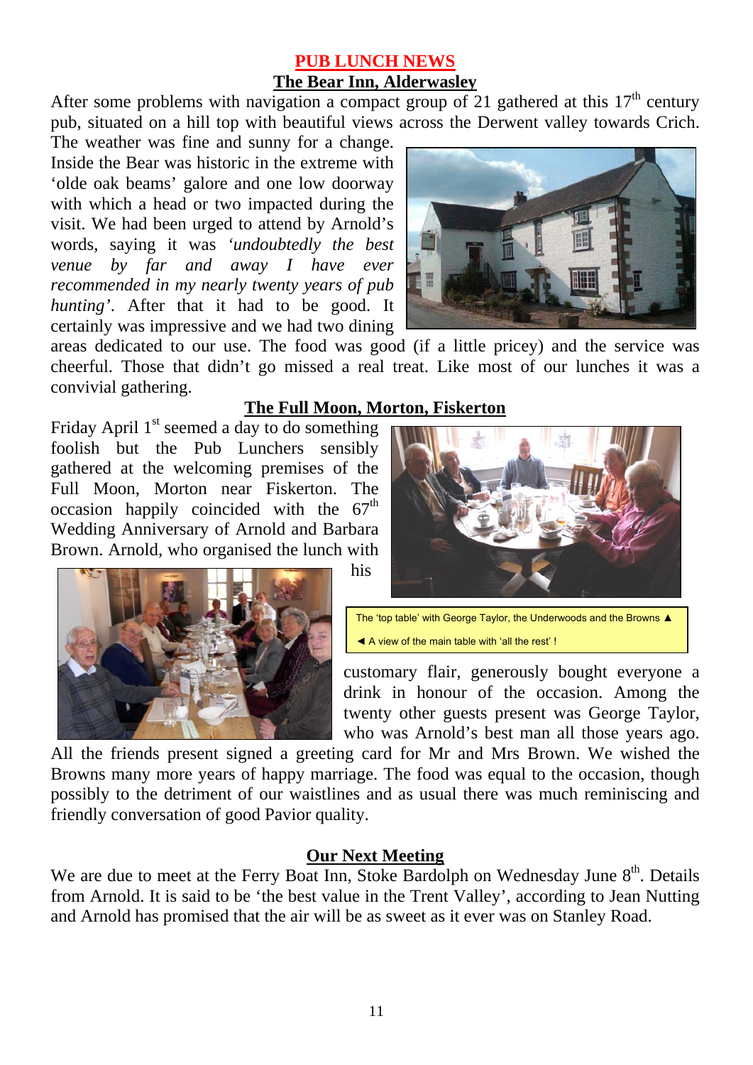## PUB LUNCH NEWS

### The Bear Inn, Alderwasley

After some problems with navigation a compact group of 21 gathered at this 17th century pub, situated on a hill top with beautiful views across the Derwent valley towards Crich. The weather was fine and sunny for a change. Inside the Bear was historic in the extreme with 'olde oak beams' galore and one low doorway with which a head or two impacted during the visit. We had been urged to attend by Arnold's words, saying it was *'undoubtedly the best venue by far and away I have ever recommended in my nearly twenty years of pub hunting'*. After that it had to be good. It certainly was impressive and we had two dining areas dedicated to our use. The food was good (if a little pricey) and the service was cheerful. Those that didn't go missed a real treat. Like most of our lunches it was a convivial gathering.

### The Full Moon, Morton, Fiskerton

Friday April 1st seemed a day to do something foolish but the Pub Lunchers sensibly gathered at the welcoming premises of the Full Moon, Morton near Fiskerton. The occasion happily coincided with the 67th Wedding Anniversary of Arnold and Barbara Brown. Arnold, who organised the lunch with his customary flair, generously bought everyone a drink in honour of the occasion. Among the twenty other guests present was George Taylor, who was Arnold's best man all those years ago. All the friends present signed a greeting card for Mr and Mrs Brown. We wished the Browns many more years of happy marriage. The food was equal to the occasion, though possibly to the detriment of our waistlines and as usual there was much reminiscing and friendly conversation of good Pavior quality.

The 'top table' with George Taylor, the Underwoods and the Browns ▲

◄ A view of the main table with 'all the rest' !

### Our Next Meeting

We are due to meet at the Ferry Boat Inn, Stoke Bardolph on Wednesday June 8th. Details from Arnold. It is said to be 'the best value in the Trent Valley', according to Jean Nutting and Arnold has promised that the air will be as sweet as it ever was on Stanley Road.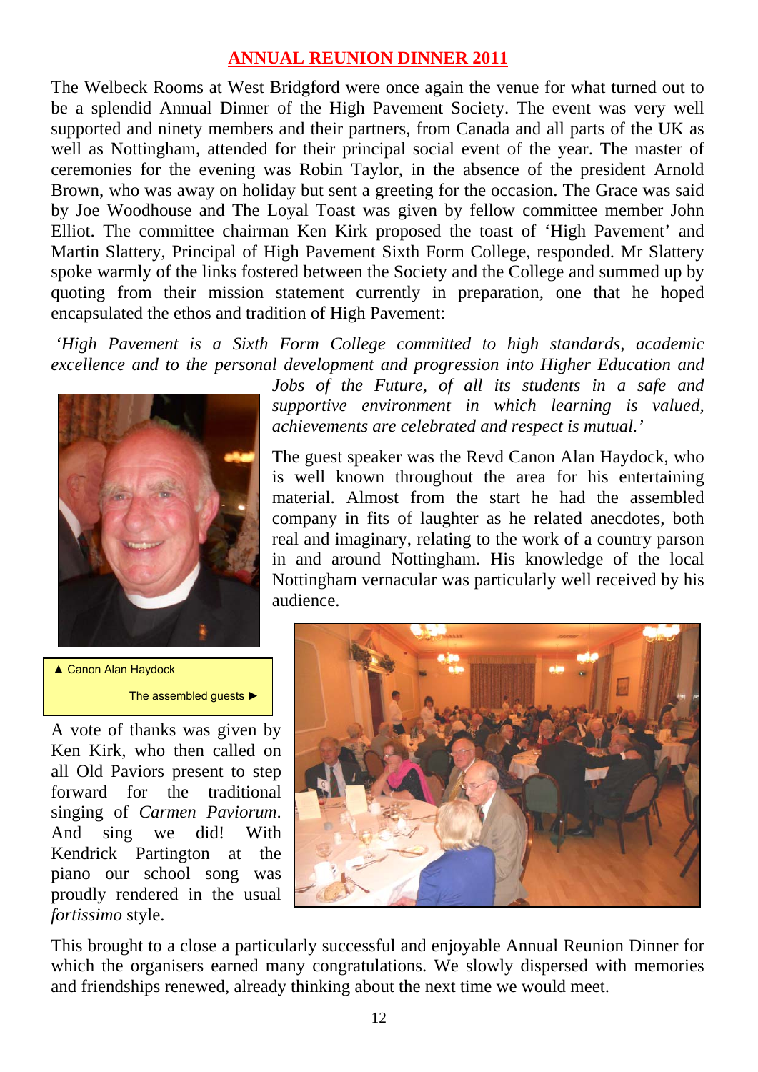## ANNUAL REUNION DINNER 2011

The Welbeck Rooms at West Bridgford were once again the venue for what turned out to be a splendid Annual Dinner of the High Pavement Society. The event was very well supported and ninety members and their partners, from Canada and all parts of the UK as well as Nottingham, attended for their principal social event of the year. The master of ceremonies for the evening was Robin Taylor, in the absence of the president Arnold Brown, who was away on holiday but sent a greeting for the occasion. The Grace was said by Joe Woodhouse and The Loyal Toast was given by fellow committee member John Elliot. The committee chairman Ken Kirk proposed the toast of 'High Pavement' and Martin Slattery, Principal of High Pavement Sixth Form College, responded. Mr Slattery spoke warmly of the links fostered between the Society and the College and summed up by quoting from their mission statement currently in preparation, one that he hoped encapsulated the ethos and tradition of High Pavement:

*'High Pavement is a Sixth Form College committed to high standards, academic excellence and to the personal development and progression into Higher Education and Jobs of the Future, of all its students in a safe and supportive environment in which learning is valued, achievements are celebrated and respect is mutual.'*

The guest speaker was the Revd Canon Alan Haydock, who is well known throughout the area for his entertaining material. Almost from the start he had the assembled company in fits of laughter as he related anecdotes, both real and imaginary, relating to the work of a country parson in and around Nottingham. His knowledge of the local Nottingham vernacular was particularly well received by his audience.

▲ Canon Alan Haydock

The assembled guests ►

A vote of thanks was given by Ken Kirk, who then called on all Old Paviors present to step forward for the traditional singing of *Carmen Paviorum*. And sing we did! With Kendrick Partington at the piano our school song was proudly rendered in the usual *fortissimo* style.

This brought to a close a particularly successful and enjoyable Annual Reunion Dinner for which the organisers earned many congratulations. We slowly dispersed with memories and friendships renewed, already thinking about the next time we would meet.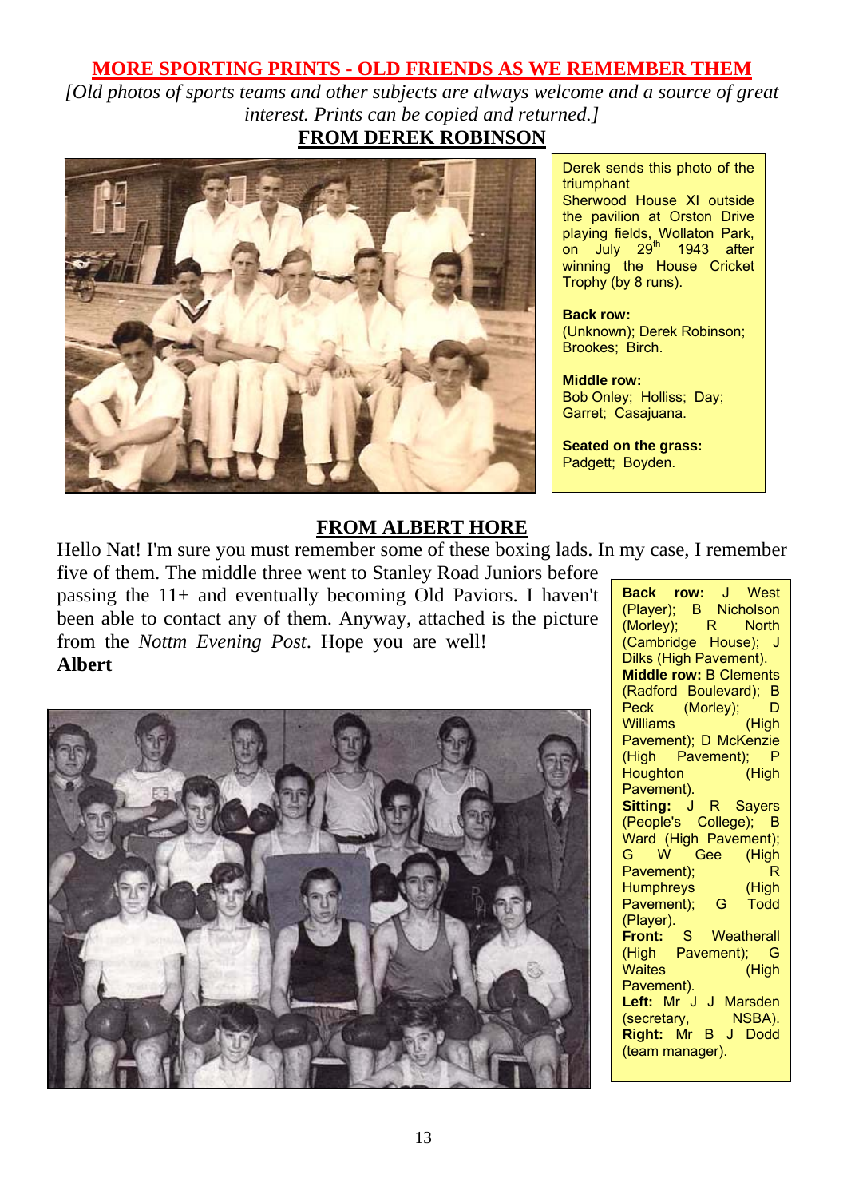## MORE SPORTING PRINTS - OLD FRIENDS AS WE REMEMBER THEM

*[Old photos of sports teams and other subjects are always welcome and a source of great interest. Prints can be copied and returned.]*

### FROM DEREK ROBINSON

Derek sends this photo of the triumphant Sherwood House XI outside the pavilion at Orston Drive playing fields, Wollaton Park, on July 29th 1943 after winning the House Cricket Trophy (by 8 runs).

**Back row:** (Unknown); Derek Robinson; Brookes; Birch.

**Middle row:** Bob Onley; Holliss; Day; Garret; Casajuana.

**Seated on the grass:** Padgett; Boyden.

### FROM ALBERT HORE

Hello Nat! I'm sure you must remember some of these boxing lads. In my case, I remember five of them. The middle three went to Stanley Road Juniors before passing the 11+ and eventually becoming Old Paviors. I haven't been able to contact any of them. Anyway, attached is the picture from the *Nottm Evening Post*. Hope you are well!

**Albert**

**Back row:** J West (Player); B Nicholson (Morley); R North (Cambridge House); J Dilks (High Pavement).
**Middle row:** B Clements (Radford Boulevard); B Peck (Morley); D Williams (High Pavement); D McKenzie (High Pavement); P Houghton (High Pavement).
**Sitting:** J R Sayers (People's College); B Ward (High Pavement); G W Gee (High Pavement); R Humphreys (High Pavement); G Todd (Player).
**Front:** S Weatherall (High Pavement); G Waites (High Pavement).
**Left:** Mr J J Marsden (secretary, NSBA).
**Right:** Mr B J Dodd (team manager).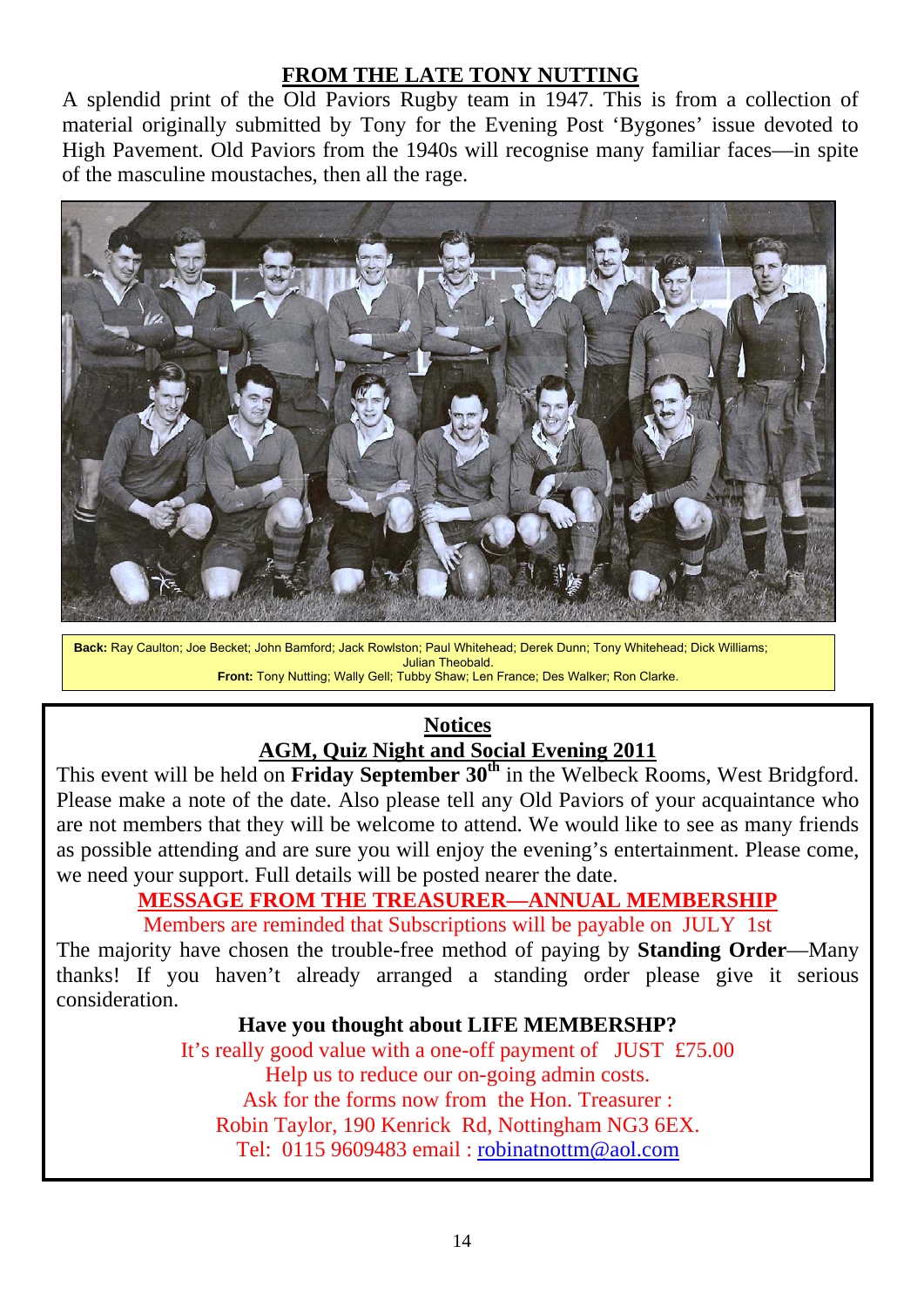## FROM THE LATE TONY NUTTING

A splendid print of the Old Paviors Rugby team in 1947. This is from a collection of material originally submitted by Tony for the Evening Post 'Bygones' issue devoted to High Pavement. Old Paviors from the 1940s will recognise many familiar faces—in spite of the masculine moustaches, then all the rage.

**Back:** Ray Caulton; Joe Becket; John Bamford; Jack Rowlston; Paul Whitehead; Derek Dunn; Tony Whitehead; Dick Williams; Julian Theobald.
**Front:** Tony Nutting; Wally Gell; Tubby Shaw; Len France; Des Walker; Ron Clarke.

## Notices

### AGM, Quiz Night and Social Evening 2011

This event will be held on **Friday September 30th** in the Welbeck Rooms, West Bridgford. Please make a note of the date. Also please tell any Old Paviors of your acquaintance who are not members that they will be welcome to attend. We would like to see as many friends as possible attending and are sure you will enjoy the evening's entertainment. Please come, we need your support. Full details will be posted nearer the date.

### MESSAGE FROM THE TREASURER—ANNUAL MEMBERSHIP

Members are reminded that Subscriptions will be payable on JULY 1st

The majority have chosen the trouble-free method of paying by **Standing Order**—Many thanks! If you haven't already arranged a standing order please give it serious consideration.

**Have you thought about LIFE MEMBERSHP?**

It's really good value with a one-off payment of JUST £75.00
Help us to reduce our on-going admin costs.
Ask for the forms now from the Hon. Treasurer :
Robin Taylor, 190 Kenrick Rd, Nottingham NG3 6EX.
Tel: 0115 9609483 email : robinatnottm@aol.com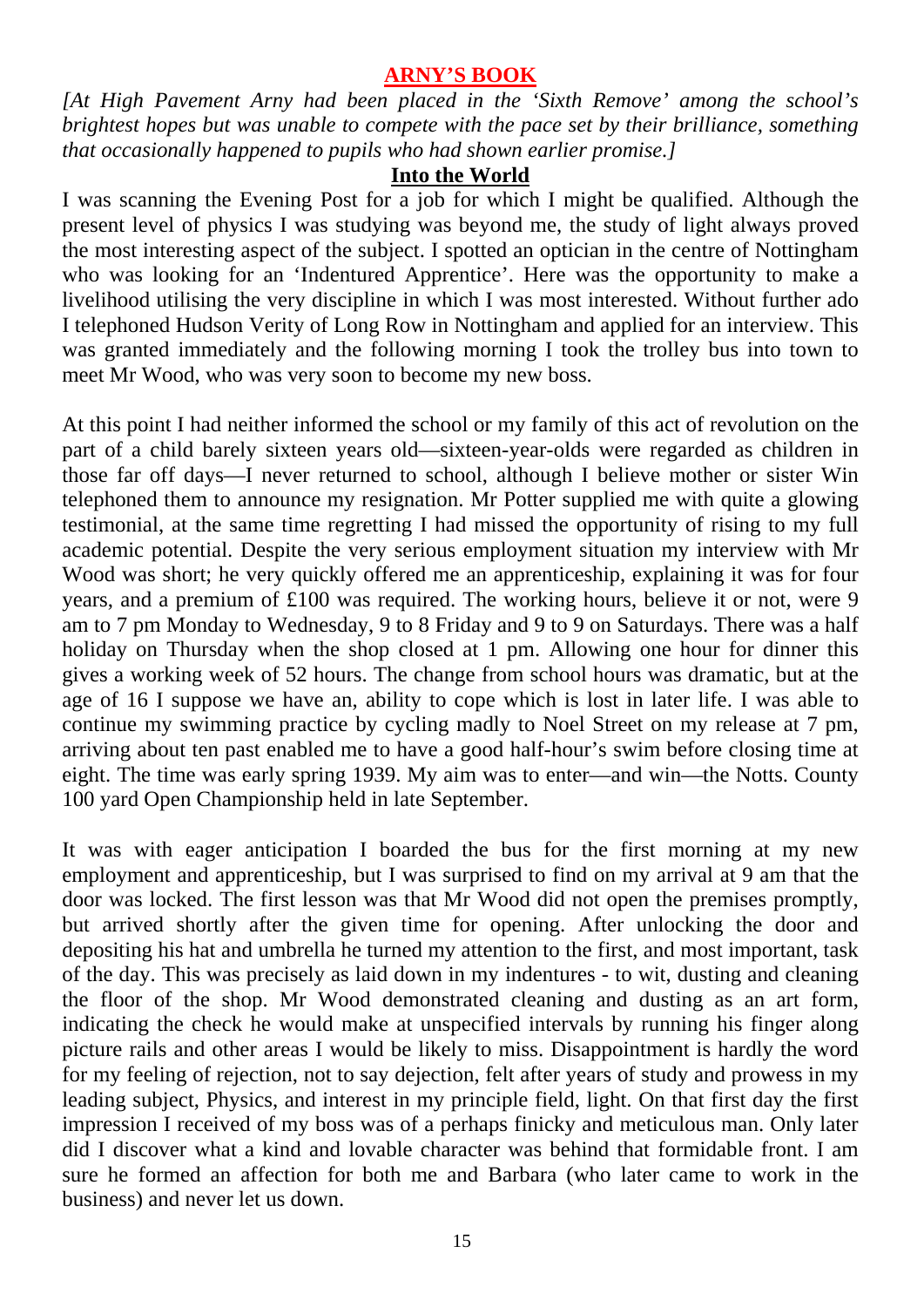## ARNY'S BOOK

*[At High Pavement Arny had been placed in the 'Sixth Remove' among the school's brightest hopes but was unable to compete with the pace set by their brilliance, something that occasionally happened to pupils who had shown earlier promise.]*

### Into the World

I was scanning the Evening Post for a job for which I might be qualified. Although the present level of physics I was studying was beyond me, the study of light always proved the most interesting aspect of the subject. I spotted an optician in the centre of Nottingham who was looking for an 'Indentured Apprentice'. Here was the opportunity to make a livelihood utilising the very discipline in which I was most interested. Without further ado I telephoned Hudson Verity of Long Row in Nottingham and applied for an interview. This was granted immediately and the following morning I took the trolley bus into town to meet Mr Wood, who was very soon to become my new boss.

At this point I had neither informed the school or my family of this act of revolution on the part of a child barely sixteen years old—sixteen-year-olds were regarded as children in those far off days—I never returned to school, although I believe mother or sister Win telephoned them to announce my resignation. Mr Potter supplied me with quite a glowing testimonial, at the same time regretting I had missed the opportunity of rising to my full academic potential. Despite the very serious employment situation my interview with Mr Wood was short; he very quickly offered me an apprenticeship, explaining it was for four years, and a premium of £100 was required. The working hours, believe it or not, were 9 am to 7 pm Monday to Wednesday, 9 to 8 Friday and 9 to 9 on Saturdays. There was a half holiday on Thursday when the shop closed at 1 pm. Allowing one hour for dinner this gives a working week of 52 hours. The change from school hours was dramatic, but at the age of 16 I suppose we have an, ability to cope which is lost in later life. I was able to continue my swimming practice by cycling madly to Noel Street on my release at 7 pm, arriving about ten past enabled me to have a good half-hour's swim before closing time at eight. The time was early spring 1939. My aim was to enter—and win—the Notts. County 100 yard Open Championship held in late September.

It was with eager anticipation I boarded the bus for the first morning at my new employment and apprenticeship, but I was surprised to find on my arrival at 9 am that the door was locked. The first lesson was that Mr Wood did not open the premises promptly, but arrived shortly after the given time for opening. After unlocking the door and depositing his hat and umbrella he turned my attention to the first, and most important, task of the day. This was precisely as laid down in my indentures - to wit, dusting and cleaning the floor of the shop. Mr Wood demonstrated cleaning and dusting as an art form, indicating the check he would make at unspecified intervals by running his finger along picture rails and other areas I would be likely to miss. Disappointment is hardly the word for my feeling of rejection, not to say dejection, felt after years of study and prowess in my leading subject, Physics, and interest in my principle field, light. On that first day the first impression I received of my boss was of a perhaps finicky and meticulous man. Only later did I discover what a kind and lovable character was behind that formidable front. I am sure he formed an affection for both me and Barbara (who later came to work in the business) and never let us down.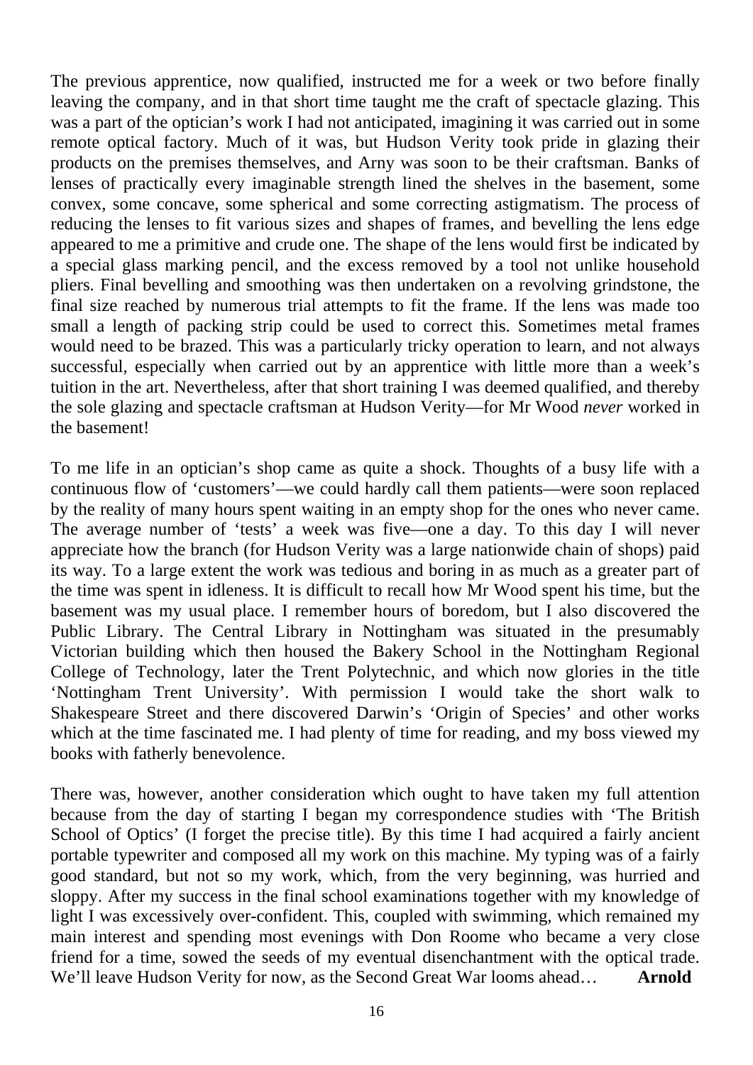The previous apprentice, now qualified, instructed me for a week or two before finally leaving the company, and in that short time taught me the craft of spectacle glazing. This was a part of the optician's work I had not anticipated, imagining it was carried out in some remote optical factory. Much of it was, but Hudson Verity took pride in glazing their products on the premises themselves, and Arny was soon to be their craftsman. Banks of lenses of practically every imaginable strength lined the shelves in the basement, some convex, some concave, some spherical and some correcting astigmatism. The process of reducing the lenses to fit various sizes and shapes of frames, and bevelling the lens edge appeared to me a primitive and crude one. The shape of the lens would first be indicated by a special glass marking pencil, and the excess removed by a tool not unlike household pliers. Final bevelling and smoothing was then undertaken on a revolving grindstone, the final size reached by numerous trial attempts to fit the frame. If the lens was made too small a length of packing strip could be used to correct this. Sometimes metal frames would need to be brazed. This was a particularly tricky operation to learn, and not always successful, especially when carried out by an apprentice with little more than a week's tuition in the art. Nevertheless, after that short training I was deemed qualified, and thereby the sole glazing and spectacle craftsman at Hudson Verity—for Mr Wood *never* worked in the basement!

To me life in an optician's shop came as quite a shock. Thoughts of a busy life with a continuous flow of 'customers'—we could hardly call them patients—were soon replaced by the reality of many hours spent waiting in an empty shop for the ones who never came. The average number of 'tests' a week was five—one a day. To this day I will never appreciate how the branch (for Hudson Verity was a large nationwide chain of shops) paid its way. To a large extent the work was tedious and boring in as much as a greater part of the time was spent in idleness. It is difficult to recall how Mr Wood spent his time, but the basement was my usual place. I remember hours of boredom, but I also discovered the Public Library. The Central Library in Nottingham was situated in the presumably Victorian building which then housed the Bakery School in the Nottingham Regional College of Technology, later the Trent Polytechnic, and which now glories in the title 'Nottingham Trent University'. With permission I would take the short walk to Shakespeare Street and there discovered Darwin's 'Origin of Species' and other works which at the time fascinated me. I had plenty of time for reading, and my boss viewed my books with fatherly benevolence.

There was, however, another consideration which ought to have taken my full attention because from the day of starting I began my correspondence studies with 'The British School of Optics' (I forget the precise title). By this time I had acquired a fairly ancient portable typewriter and composed all my work on this machine. My typing was of a fairly good standard, but not so my work, which, from the very beginning, was hurried and sloppy. After my success in the final school examinations together with my knowledge of light I was excessively over-confident. This, coupled with swimming, which remained my main interest and spending most evenings with Don Roome who became a very close friend for a time, sowed the seeds of my eventual disenchantment with the optical trade. We'll leave Hudson Verity for now, as the Second Great War looms ahead… **Arnold**